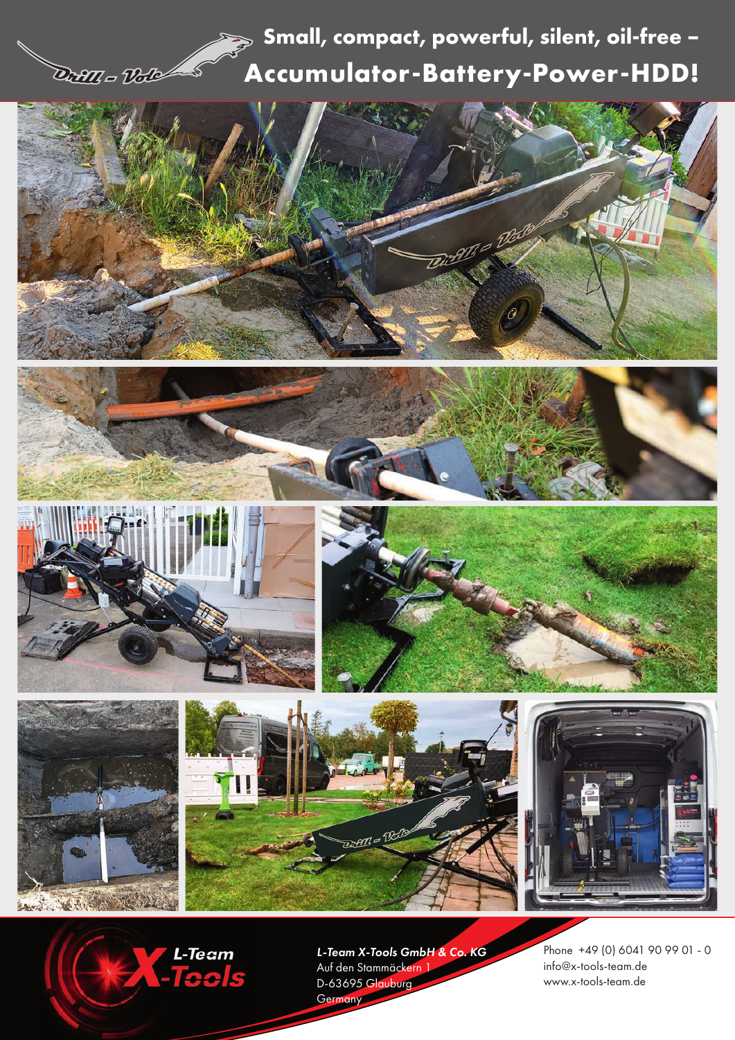# Small, compact, powerful, silent, oil-free – Accumulator-Battery-Power-HDD!

L-Team X-Tools

***L-Team X-Tools GmbH & Co. KG***
Auf den Stammäckern 1
D-63695 Glauburg
Germany

Phone +49 (0) 6041 90 99 01 - 0
info@x-tools-team.de
www.x-tools-team.de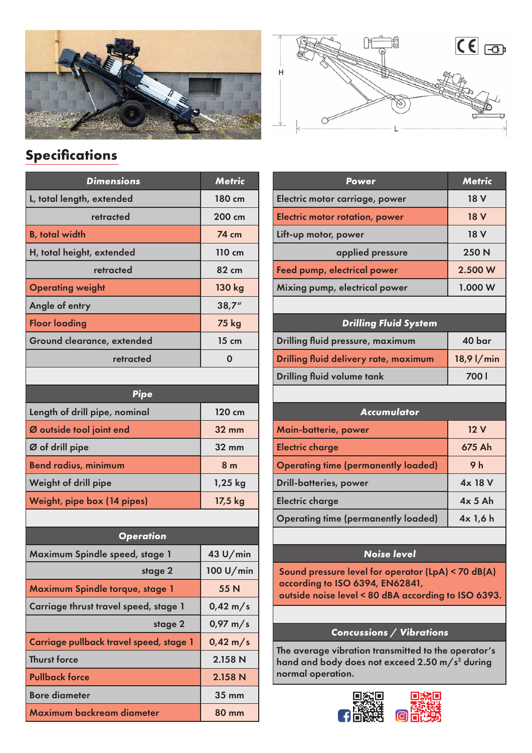## Specifications

| Dimensions | Metric |
|---|---|
| L, total length, extended | 180 cm |
| retracted | 200 cm |
| B, total width | 74 cm |
| H, total height, extended | 110 cm |
| retracted | 82 cm |
| Operating weight | 130 kg |
| Angle of entry | 38,7″ |
| Floor loading | 75 kg |
| Ground clearance, extended | 15 cm |
| retracted | 0 |

| Pipe | |
|---|---|
| Length of drill pipe, nominal | 120 cm |
| Ø outside tool joint end | 32 mm |
| Ø of drill pipe | 32 mm |
| Bend radius, minimum | 8 m |
| Weight of drill pipe | 1,25 kg |
| Weight, pipe box (14 pipes) | 17,5 kg |

| Operation | |
|---|---|
| Maximum Spindle speed, stage 1 | 43 U/min |
| stage 2 | 100 U/min |
| Maximum Spindle torque, stage 1 | 55 N |
| Carriage thrust travel speed, stage 1 | 0,42 m/s |
| stage 2 | 0,97 m/s |
| Carriage pullback travel speed, stage 1 | 0,42 m/s |
| Thurst force | 2.158 N |
| Pullback force | 2.158 N |
| Bore diameter | 35 mm |
| Maximum backream diameter | 80 mm |

| Power | Metric |
|---|---|
| Electric motor carriage, power | 18 V |
| Electric motor rotation, power | 18 V |
| Lift-up motor, power | 18 V |
| applied pressure | 250 N |
| Feed pump, electrical power | 2.500 W |
| Mixing pump, electrical power | 1.000 W |

| Drilling Fluid System | |
|---|---|
| Drilling fluid pressure, maximum | 40 bar |
| Drilling fluid delivery rate, maximum | 18,9 l/min |
| Drilling fluid volume tank | 700 l |

| Accumulator | |
|---|---|
| Main-batterie, power | 12 V |
| Electric charge | 675 Ah |
| Operating time (permanently loaded) | 9 h |
| Drill-batteries, power | 4x 18 V |
| Electric charge | 4x 5 Ah |
| Operating time (permanently loaded) | 4x 1,6 h |

**Noise level**

Sound pressure level for operator (LpA) < 70 dB(A) according to ISO 6394, EN62841, outside noise level < 80 dBA according to ISO 6393.

**Concussions / Vibrations**

The average vibration transmitted to the operator's hand and body does not exceed 2.50 m/s² during normal operation.